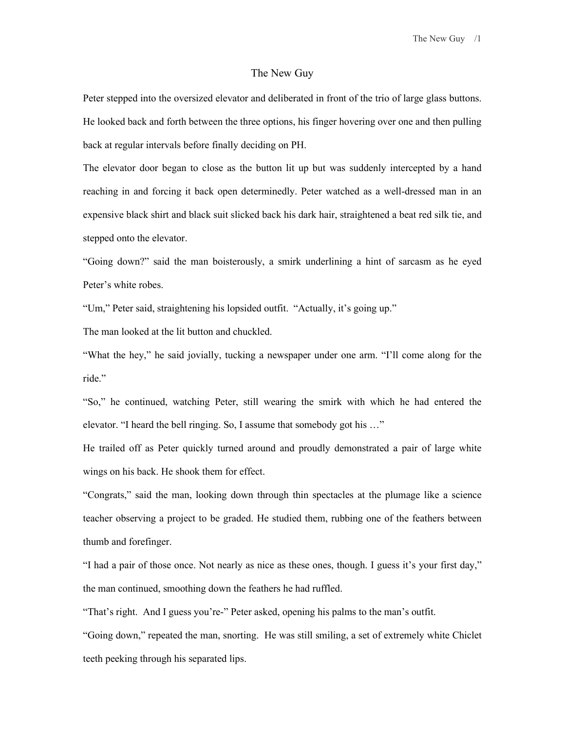# The New Guy

Peter stepped into the oversized elevator and deliberated in front of the trio of large glass buttons. He looked back and forth between the three options, his finger hovering over one and then pulling back at regular intervals before finally deciding on PH.

The elevator door began to close as the button lit up but was suddenly intercepted by a hand reaching in and forcing it back open determinedly. Peter watched as a well-dressed man in an expensive black shirt and black suit slicked back his dark hair, straightened a beat red silk tie, and stepped onto the elevator.

"Going down?" said the man boisterously, a smirk underlining a hint of sarcasm as he eyed Peter's white robes.

"Um," Peter said, straightening his lopsided outfit. "Actually, it's going up."

The man looked at the lit button and chuckled.

"What the hey," he said jovially, tucking a newspaper under one arm. "I'll come along for the ride."

"So," he continued, watching Peter, still wearing the smirk with which he had entered the elevator. "I heard the bell ringing. So, I assume that somebody got his …"

He trailed off as Peter quickly turned around and proudly demonstrated a pair of large white wings on his back. He shook them for effect.

"Congrats," said the man, looking down through thin spectacles at the plumage like a science teacher observing a project to be graded. He studied them, rubbing one of the feathers between thumb and forefinger.

"I had a pair of those once. Not nearly as nice as these ones, though. I guess it's your first day," the man continued, smoothing down the feathers he had ruffled.

"That's right. And I guess you're-" Peter asked, opening his palms to the man's outfit.

"Going down," repeated the man, snorting. He was still smiling, a set of extremely white Chiclet teeth peeking through his separated lips.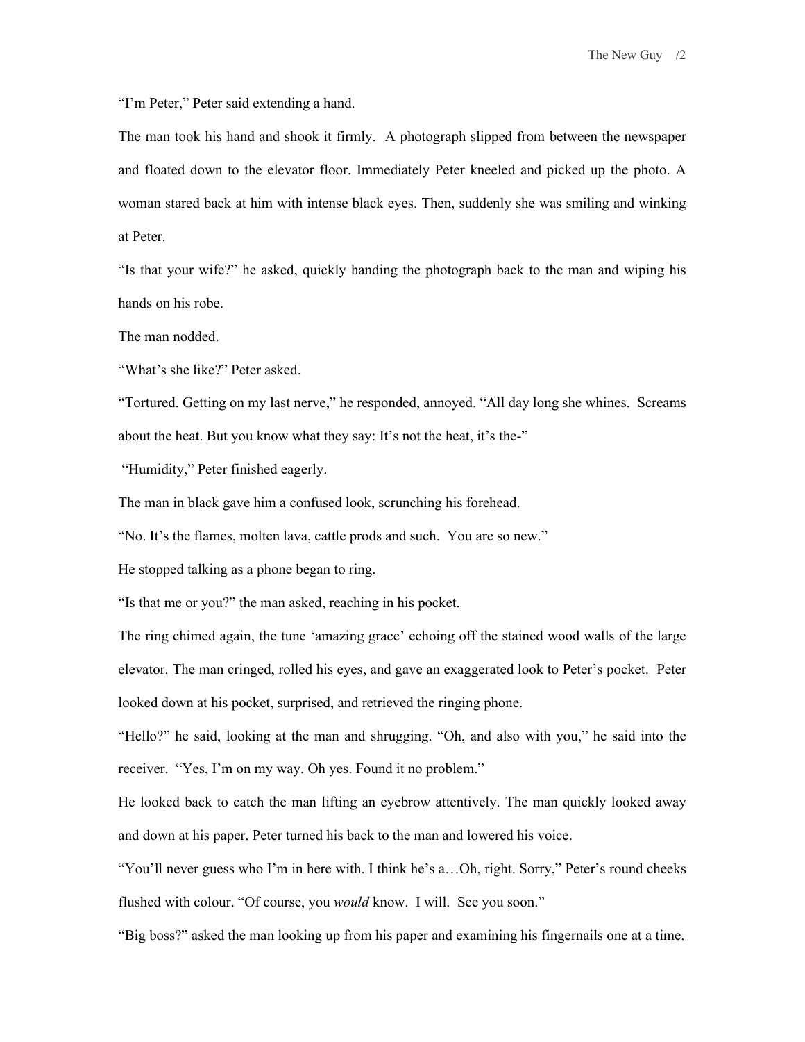"I'm Peter," Peter said extending a hand.

The man took his hand and shook it firmly. A photograph slipped from between the newspaper and floated down to the elevator floor. Immediately Peter kneeled and picked up the photo. A woman stared back at him with intense black eyes. Then, suddenly she was smiling and winking at Peter.

"Is that your wife?" he asked, quickly handing the photograph back to the man and wiping his hands on his robe.

The man nodded.

"What's she like?" Peter asked.

"Tortured. Getting on my last nerve," he responded, annoyed. "All day long she whines. Screams about the heat. But you know what they say: It's not the heat, it's the-"

"Humidity," Peter finished eagerly.

The man in black gave him a confused look, scrunching his forehead.

"No. It's the flames, molten lava, cattle prods and such. You are so new."

He stopped talking as a phone began to ring.

"Is that me or you?" the man asked, reaching in his pocket.

The ring chimed again, the tune 'amazing grace' echoing off the stained wood walls of the large elevator. The man cringed, rolled his eyes, and gave an exaggerated look to Peter's pocket. Peter looked down at his pocket, surprised, and retrieved the ringing phone.

"Hello?" he said, looking at the man and shrugging. "Oh, and also with you," he said into the receiver. "Yes, I'm on my way. Oh yes. Found it no problem."

He looked back to catch the man lifting an eyebrow attentively. The man quickly looked away and down at his paper. Peter turned his back to the man and lowered his voice.

"You'll never guess who I'm in here with. I think he's a…Oh, right. Sorry," Peter's round cheeks flushed with colour. "Of course, you *would* know. I will. See you soon."

"Big boss?" asked the man looking up from his paper and examining his fingernails one at a time.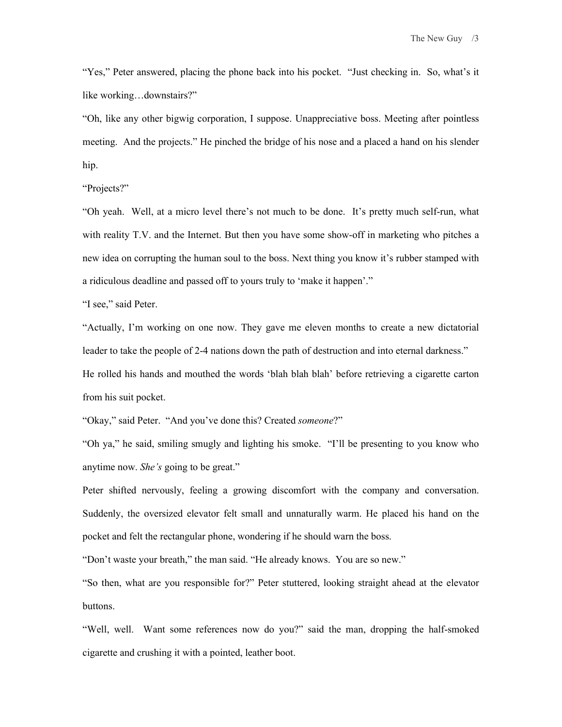"Yes," Peter answered, placing the phone back into his pocket. "Just checking in. So, what's it like working…downstairs?"

"Oh, like any other bigwig corporation, I suppose. Unappreciative boss. Meeting after pointless meeting. And the projects." He pinched the bridge of his nose and a placed a hand on his slender hip.

"Projects?"

"Oh yeah. Well, at a micro level there's not much to be done. It's pretty much self-run, what with reality T.V. and the Internet. But then you have some show-off in marketing who pitches a new idea on corrupting the human soul to the boss. Next thing you know it's rubber stamped with a ridiculous deadline and passed off to yours truly to 'make it happen'."

"I see," said Peter.

"Actually, I'm working on one now. They gave me eleven months to create a new dictatorial leader to take the people of 2-4 nations down the path of destruction and into eternal darkness."

He rolled his hands and mouthed the words 'blah blah blah' before retrieving a cigarette carton from his suit pocket.

"Okay," said Peter. "And you've done this? Created *someone*?"

"Oh ya," he said, smiling smugly and lighting his smoke. "I'll be presenting to you know who anytime now. *She's* going to be great."

Peter shifted nervously, feeling a growing discomfort with the company and conversation. Suddenly, the oversized elevator felt small and unnaturally warm. He placed his hand on the pocket and felt the rectangular phone, wondering if he should warn the boss.

"Don't waste your breath," the man said. "He already knows. You are so new."

"So then, what are you responsible for?" Peter stuttered, looking straight ahead at the elevator buttons.

"Well, well. Want some references now do you?" said the man, dropping the half-smoked cigarette and crushing it with a pointed, leather boot.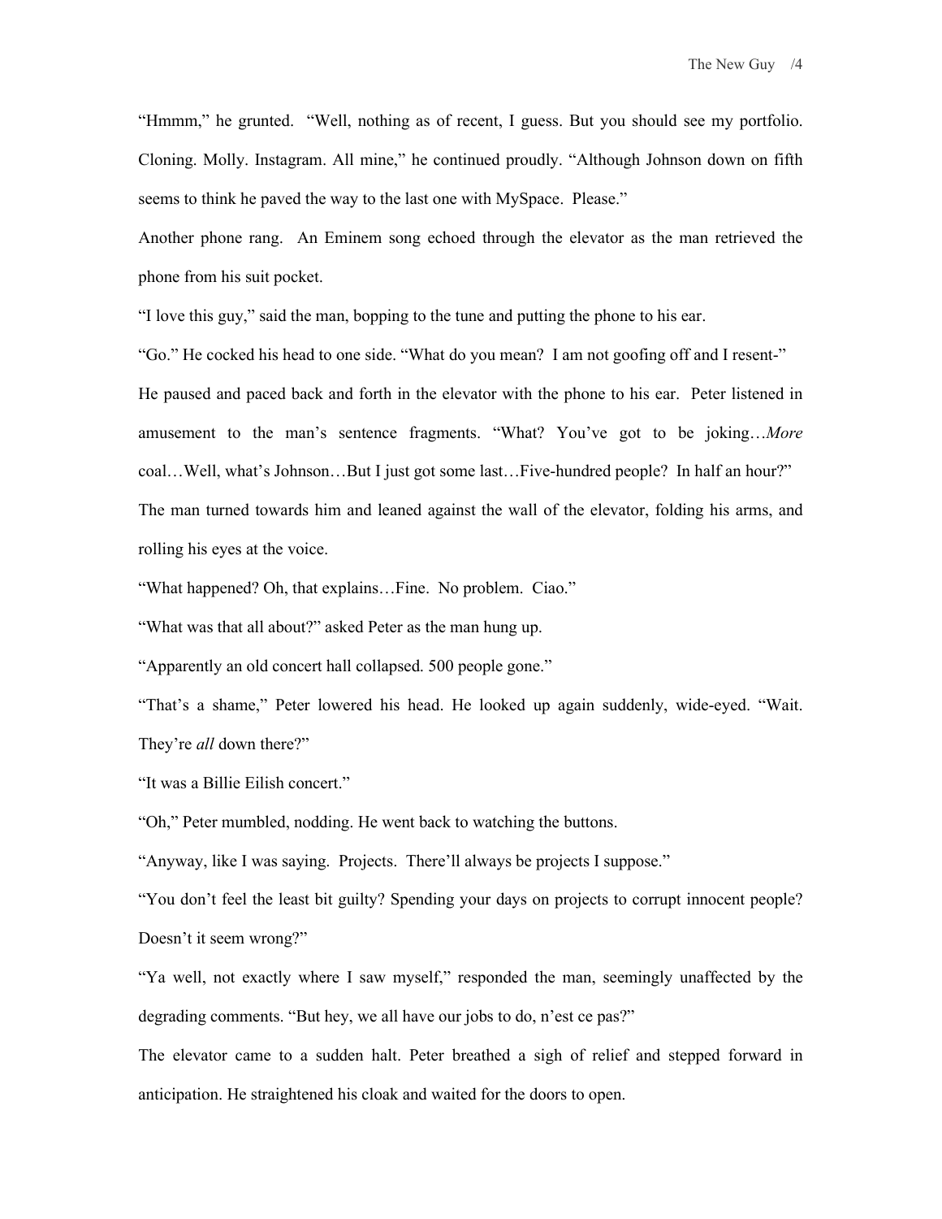"Hmmm," he grunted. "Well, nothing as of recent, I guess. But you should see my portfolio. Cloning. Molly. Instagram. All mine," he continued proudly. "Although Johnson down on fifth seems to think he paved the way to the last one with MySpace. Please."

Another phone rang. An Eminem song echoed through the elevator as the man retrieved the phone from his suit pocket.

"I love this guy," said the man, bopping to the tune and putting the phone to his ear.

"Go." He cocked his head to one side. "What do you mean? I am not goofing off and I resent-"

He paused and paced back and forth in the elevator with the phone to his ear. Peter listened in amusement to the man's sentence fragments. "What? You've got to be joking…*More* coal…Well, what's Johnson…But I just got some last…Five-hundred people? In half an hour?"

The man turned towards him and leaned against the wall of the elevator, folding his arms, and rolling his eyes at the voice.

"What happened? Oh, that explains…Fine. No problem. Ciao."

"What was that all about?" asked Peter as the man hung up.

"Apparently an old concert hall collapsed. 500 people gone."

"That's a shame," Peter lowered his head. He looked up again suddenly, wide-eyed. "Wait. They're *all* down there?"

"It was a Billie Eilish concert."

"Oh," Peter mumbled, nodding. He went back to watching the buttons.

"Anyway, like I was saying. Projects. There'll always be projects I suppose."

"You don't feel the least bit guilty? Spending your days on projects to corrupt innocent people? Doesn't it seem wrong?"

"Ya well, not exactly where I saw myself," responded the man, seemingly unaffected by the degrading comments. "But hey, we all have our jobs to do, n'est ce pas?"

The elevator came to a sudden halt. Peter breathed a sigh of relief and stepped forward in anticipation. He straightened his cloak and waited for the doors to open.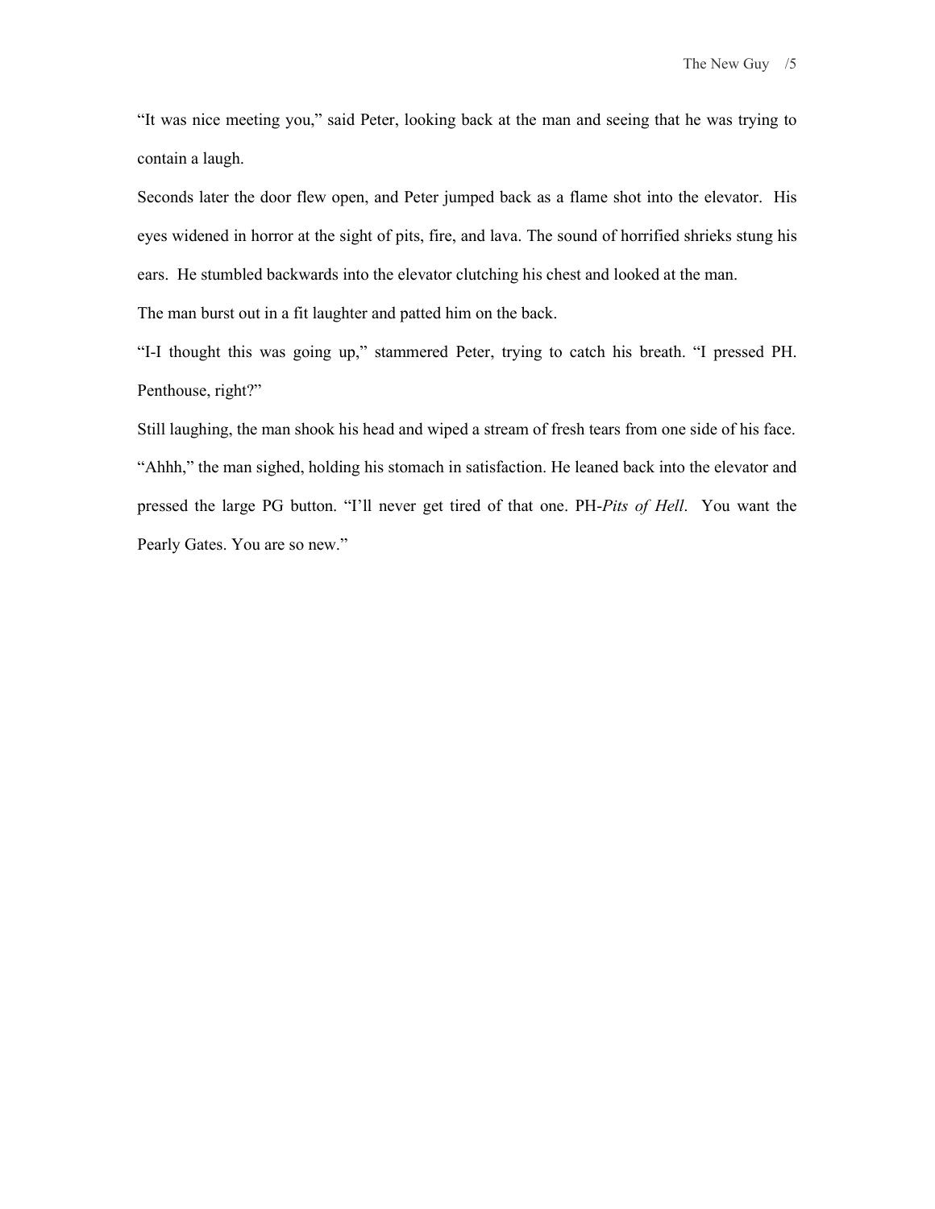"It was nice meeting you," said Peter, looking back at the man and seeing that he was trying to contain a laugh.

Seconds later the door flew open, and Peter jumped back as a flame shot into the elevator. His eyes widened in horror at the sight of pits, fire, and lava. The sound of horrified shrieks stung his ears. He stumbled backwards into the elevator clutching his chest and looked at the man.

The man burst out in a fit laughter and patted him on the back.

"I-I thought this was going up," stammered Peter, trying to catch his breath. "I pressed PH. Penthouse, right?"

Still laughing, the man shook his head and wiped a stream of fresh tears from one side of his face.

"Ahhh," the man sighed, holding his stomach in satisfaction. He leaned back into the elevator and pressed the large PG button. "I'll never get tired of that one. PH-*Pits of Hell*. You want the Pearly Gates. You are so new."